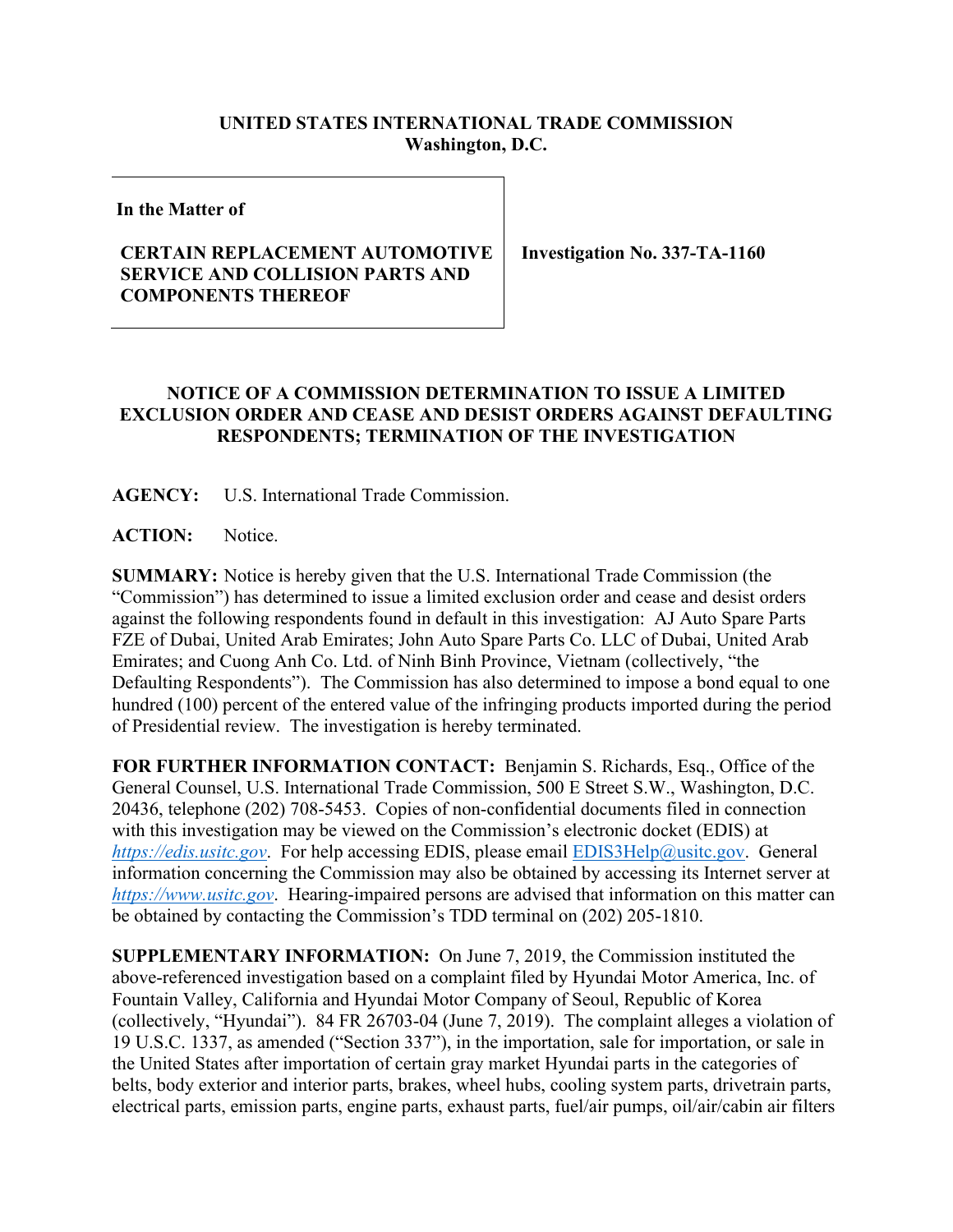**UNITED STATES INTERNATIONAL TRADE COMMISSION**
**Washington, D.C.**

| | |
|---|---|
| **In the Matter of**<br><br>**CERTAIN REPLACEMENT AUTOMOTIVE SERVICE AND COLLISION PARTS AND COMPONENTS THEREOF** | **Investigation No. 337-TA-1160** |

**NOTICE OF A COMMISSION DETERMINATION TO ISSUE A LIMITED EXCLUSION ORDER AND CEASE AND DESIST ORDERS AGAINST DEFAULTING RESPONDENTS; TERMINATION OF THE INVESTIGATION**

**AGENCY:** U.S. International Trade Commission.

**ACTION:** Notice.

**SUMMARY:** Notice is hereby given that the U.S. International Trade Commission (the "Commission") has determined to issue a limited exclusion order and cease and desist orders against the following respondents found in default in this investigation: AJ Auto Spare Parts FZE of Dubai, United Arab Emirates; John Auto Spare Parts Co. LLC of Dubai, United Arab Emirates; and Cuong Anh Co. Ltd. of Ninh Binh Province, Vietnam (collectively, "the Defaulting Respondents"). The Commission has also determined to impose a bond equal to one hundred (100) percent of the entered value of the infringing products imported during the period of Presidential review. The investigation is hereby terminated.

**FOR FURTHER INFORMATION CONTACT:** Benjamin S. Richards, Esq., Office of the General Counsel, U.S. International Trade Commission, 500 E Street S.W., Washington, D.C. 20436, telephone (202) 708-5453. Copies of non-confidential documents filed in connection with this investigation may be viewed on the Commission's electronic docket (EDIS) at *https://edis.usitc.gov*. For help accessing EDIS, please email EDIS3Help@usitc.gov. General information concerning the Commission may also be obtained by accessing its Internet server at *https://www.usitc.gov*. Hearing-impaired persons are advised that information on this matter can be obtained by contacting the Commission's TDD terminal on (202) 205-1810.

**SUPPLEMENTARY INFORMATION:** On June 7, 2019, the Commission instituted the above-referenced investigation based on a complaint filed by Hyundai Motor America, Inc. of Fountain Valley, California and Hyundai Motor Company of Seoul, Republic of Korea (collectively, "Hyundai"). 84 FR 26703-04 (June 7, 2019). The complaint alleges a violation of 19 U.S.C. 1337, as amended ("Section 337"), in the importation, sale for importation, or sale in the United States after importation of certain gray market Hyundai parts in the categories of belts, body exterior and interior parts, brakes, wheel hubs, cooling system parts, drivetrain parts, electrical parts, emission parts, engine parts, exhaust parts, fuel/air pumps, oil/air/cabin air filters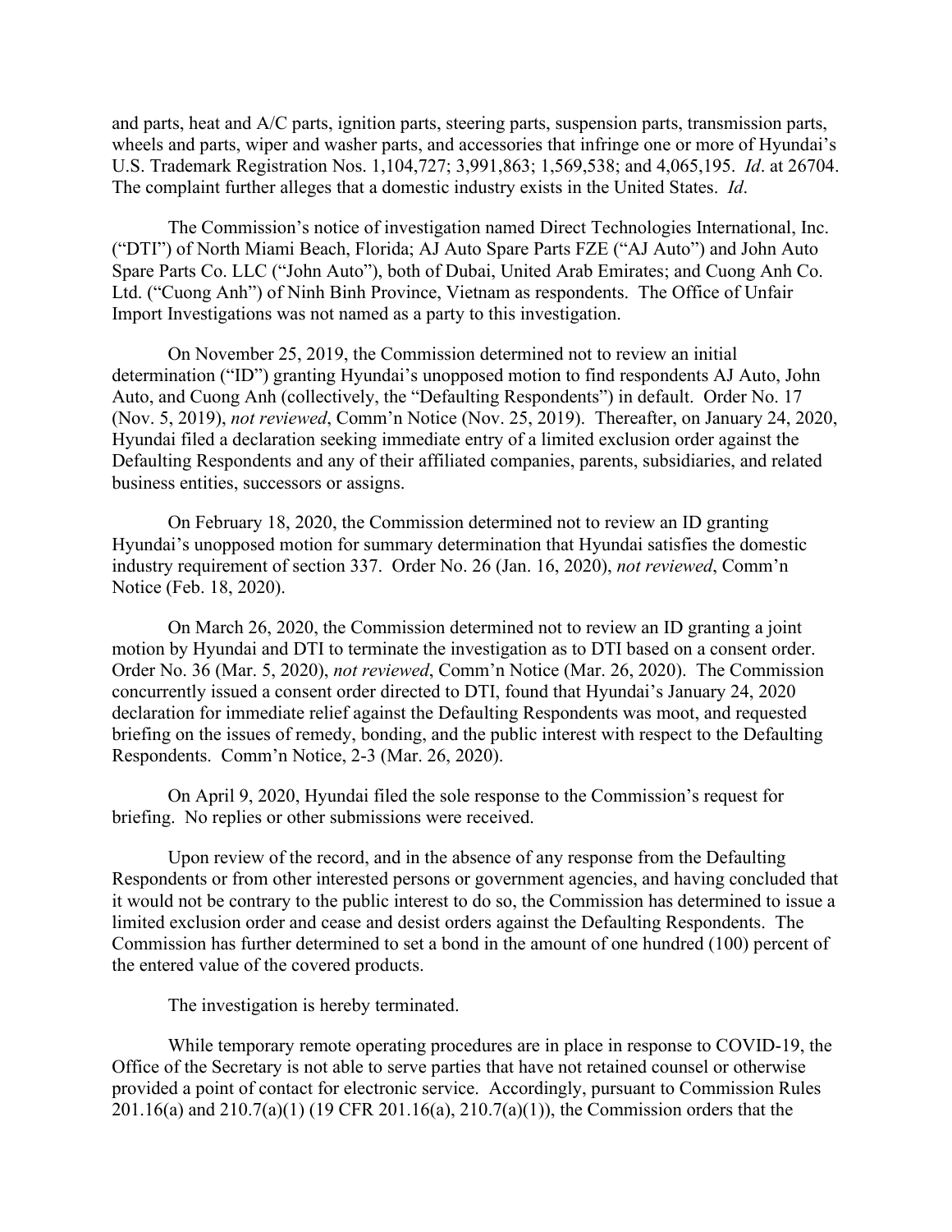and parts, heat and A/C parts, ignition parts, steering parts, suspension parts, transmission parts, wheels and parts, wiper and washer parts, and accessories that infringe one or more of Hyundai's U.S. Trademark Registration Nos. 1,104,727; 3,991,863; 1,569,538; and 4,065,195. *Id*. at 26704. The complaint further alleges that a domestic industry exists in the United States. *Id*.

The Commission's notice of investigation named Direct Technologies International, Inc. ("DTI") of North Miami Beach, Florida; AJ Auto Spare Parts FZE ("AJ Auto") and John Auto Spare Parts Co. LLC ("John Auto"), both of Dubai, United Arab Emirates; and Cuong Anh Co. Ltd. ("Cuong Anh") of Ninh Binh Province, Vietnam as respondents. The Office of Unfair Import Investigations was not named as a party to this investigation.

On November 25, 2019, the Commission determined not to review an initial determination ("ID") granting Hyundai's unopposed motion to find respondents AJ Auto, John Auto, and Cuong Anh (collectively, the "Defaulting Respondents") in default. Order No. 17 (Nov. 5, 2019), *not reviewed*, Comm'n Notice (Nov. 25, 2019). Thereafter, on January 24, 2020, Hyundai filed a declaration seeking immediate entry of a limited exclusion order against the Defaulting Respondents and any of their affiliated companies, parents, subsidiaries, and related business entities, successors or assigns.

On February 18, 2020, the Commission determined not to review an ID granting Hyundai's unopposed motion for summary determination that Hyundai satisfies the domestic industry requirement of section 337. Order No. 26 (Jan. 16, 2020), *not reviewed*, Comm'n Notice (Feb. 18, 2020).

On March 26, 2020, the Commission determined not to review an ID granting a joint motion by Hyundai and DTI to terminate the investigation as to DTI based on a consent order. Order No. 36 (Mar. 5, 2020), *not reviewed*, Comm'n Notice (Mar. 26, 2020). The Commission concurrently issued a consent order directed to DTI, found that Hyundai's January 24, 2020 declaration for immediate relief against the Defaulting Respondents was moot, and requested briefing on the issues of remedy, bonding, and the public interest with respect to the Defaulting Respondents. Comm'n Notice, 2-3 (Mar. 26, 2020).

On April 9, 2020, Hyundai filed the sole response to the Commission's request for briefing. No replies or other submissions were received.

Upon review of the record, and in the absence of any response from the Defaulting Respondents or from other interested persons or government agencies, and having concluded that it would not be contrary to the public interest to do so, the Commission has determined to issue a limited exclusion order and cease and desist orders against the Defaulting Respondents. The Commission has further determined to set a bond in the amount of one hundred (100) percent of the entered value of the covered products.

The investigation is hereby terminated.

While temporary remote operating procedures are in place in response to COVID-19, the Office of the Secretary is not able to serve parties that have not retained counsel or otherwise provided a point of contact for electronic service. Accordingly, pursuant to Commission Rules 201.16(a) and 210.7(a)(1) (19 CFR 201.16(a), 210.7(a)(1)), the Commission orders that the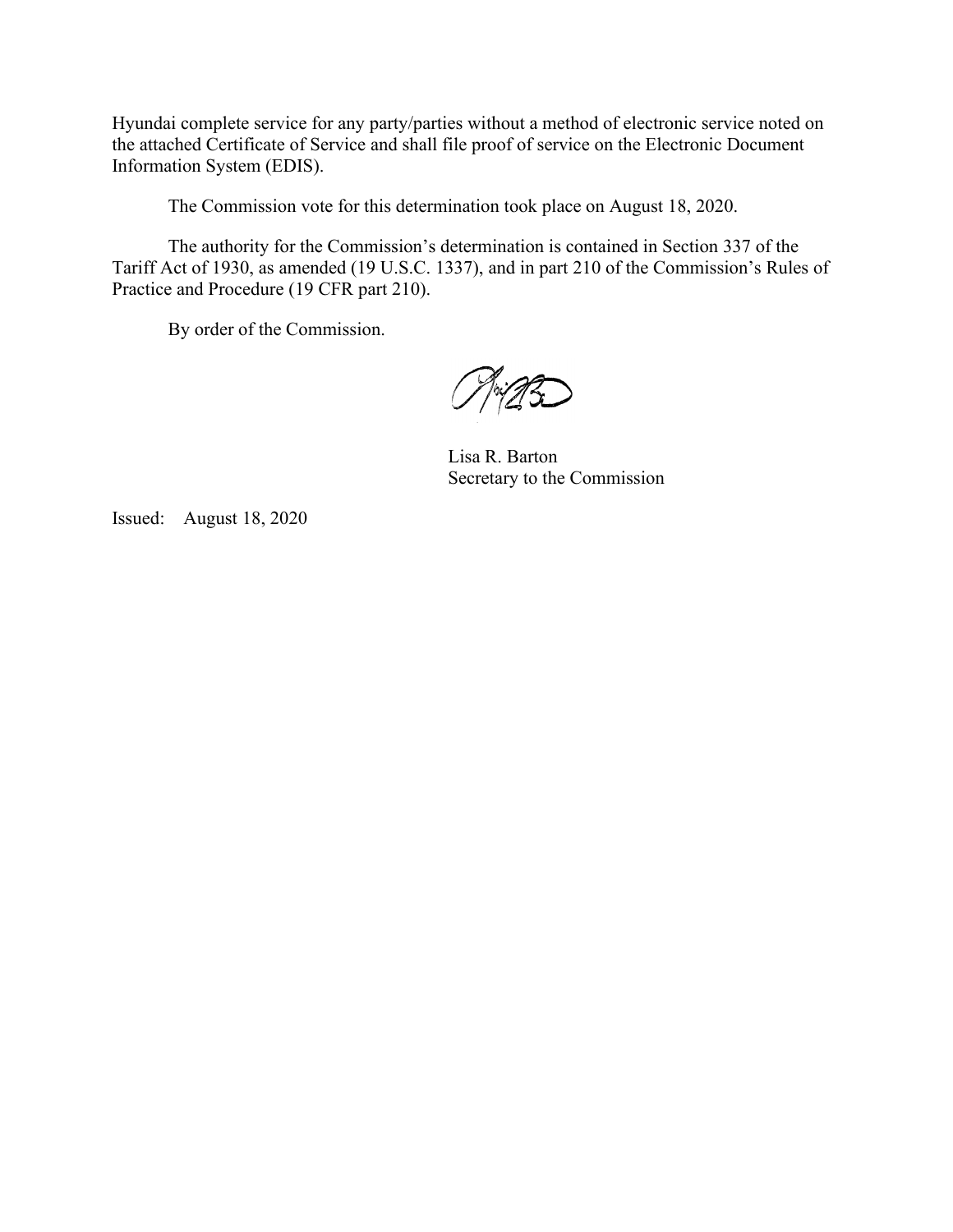Hyundai complete service for any party/parties without a method of electronic service noted on the attached Certificate of Service and shall file proof of service on the Electronic Document Information System (EDIS).

The Commission vote for this determination took place on August 18, 2020.

The authority for the Commission's determination is contained in Section 337 of the Tariff Act of 1930, as amended (19 U.S.C. 1337), and in part 210 of the Commission's Rules of Practice and Procedure (19 CFR part 210).

By order of the Commission.

Lisa R. Barton
Secretary to the Commission

Issued: August 18, 2020